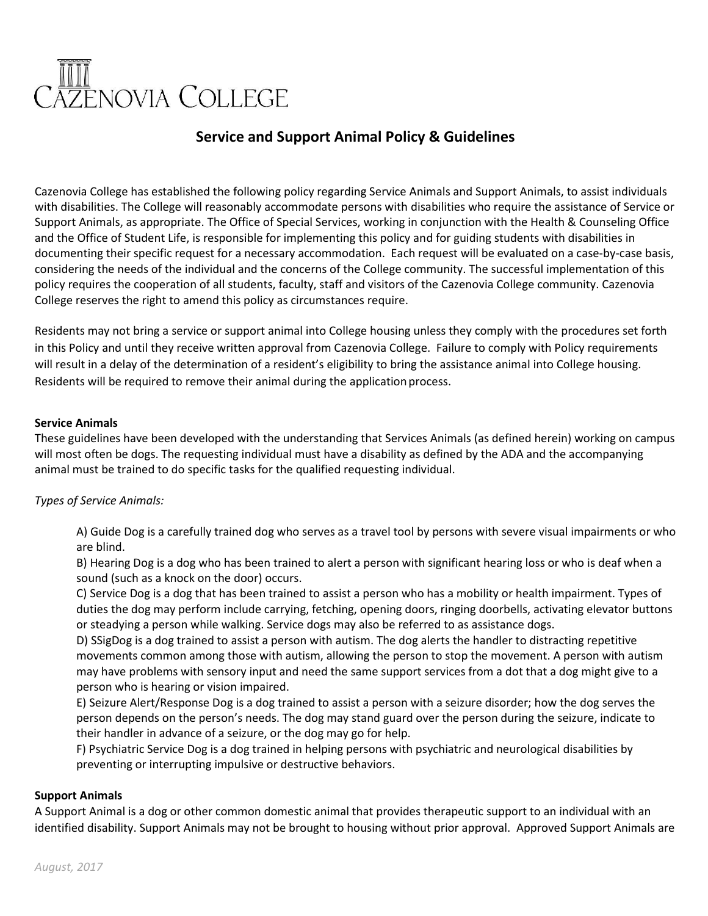# Cazenovia College

## Service and Support Animal Policy & Guidelines

Cazenovia College has established the following policy regarding Service Animals and Support Animals, to assist individuals with disabilities. The College will reasonably accommodate persons with disabilities who require the assistance of Service or Support Animals, as appropriate. The Office of Special Services, working in conjunction with the Health & Counseling Office and the Office of Student Life, is responsible for implementing this policy and for guiding students with disabilities in documenting their specific request for a necessary accommodation. Each request will be evaluated on a case-by-case basis, considering the needs of the individual and the concerns of the College community. The successful implementation of this policy requires the cooperation of all students, faculty, staff and visitors of the Cazenovia College community. Cazenovia College reserves the right to amend this policy as circumstances require.

Residents may not bring a service or support animal into College housing unless they comply with the procedures set forth in this Policy and until they receive written approval from Cazenovia College. Failure to comply with Policy requirements will result in a delay of the determination of a resident's eligibility to bring the assistance animal into College housing. Residents will be required to remove their animal during the application process.

**Service Animals**

These guidelines have been developed with the understanding that Services Animals (as defined herein) working on campus will most often be dogs. The requesting individual must have a disability as defined by the ADA and the accompanying animal must be trained to do specific tasks for the qualified requesting individual.

*Types of Service Animals:*

A) Guide Dog is a carefully trained dog who serves as a travel tool by persons with severe visual impairments or who are blind.

B) Hearing Dog is a dog who has been trained to alert a person with significant hearing loss or who is deaf when a sound (such as a knock on the door) occurs.

C) Service Dog is a dog that has been trained to assist a person who has a mobility or health impairment. Types of duties the dog may perform include carrying, fetching, opening doors, ringing doorbells, activating elevator buttons or steadying a person while walking. Service dogs may also be referred to as assistance dogs.

D) SSigDog is a dog trained to assist a person with autism. The dog alerts the handler to distracting repetitive movements common among those with autism, allowing the person to stop the movement. A person with autism may have problems with sensory input and need the same support services from a dot that a dog might give to a person who is hearing or vision impaired.

E) Seizure Alert/Response Dog is a dog trained to assist a person with a seizure disorder; how the dog serves the person depends on the person's needs. The dog may stand guard over the person during the seizure, indicate to their handler in advance of a seizure, or the dog may go for help.

F) Psychiatric Service Dog is a dog trained in helping persons with psychiatric and neurological disabilities by preventing or interrupting impulsive or destructive behaviors.

**Support Animals**

A Support Animal is a dog or other common domestic animal that provides therapeutic support to an individual with an identified disability. Support Animals may not be brought to housing without prior approval. Approved Support Animals are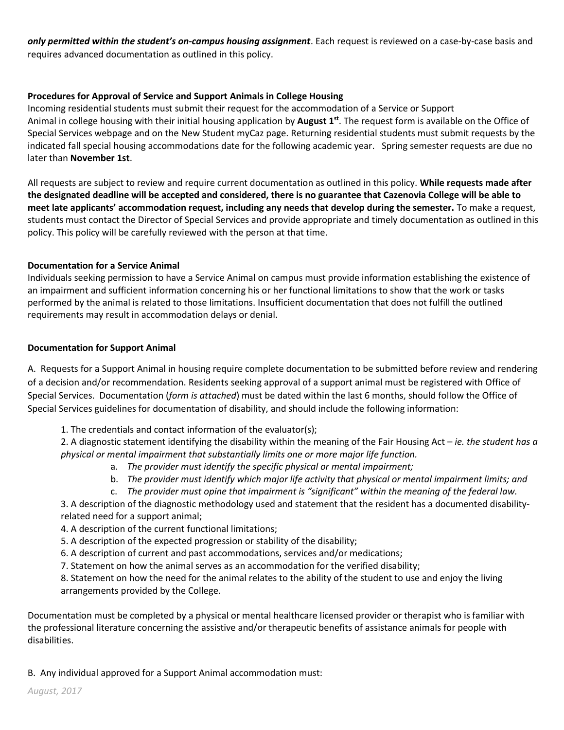***only permitted within the student's on-campus housing assignment***. Each request is reviewed on a case-by-case basis and requires advanced documentation as outlined in this policy.

**Procedures for Approval of Service and Support Animals in College Housing**

Incoming residential students must submit their request for the accommodation of a Service or Support Animal in college housing with their initial housing application by **August 1st**. The request form is available on the Office of Special Services webpage and on the New Student myCaz page. Returning residential students must submit requests by the indicated fall special housing accommodations date for the following academic year. Spring semester requests are due no later than **November 1st**.

All requests are subject to review and require current documentation as outlined in this policy. **While requests made after the designated deadline will be accepted and considered, there is no guarantee that Cazenovia College will be able to meet late applicants' accommodation request, including any needs that develop during the semester.** To make a request, students must contact the Director of Special Services and provide appropriate and timely documentation as outlined in this policy. This policy will be carefully reviewed with the person at that time.

**Documentation for a Service Animal**

Individuals seeking permission to have a Service Animal on campus must provide information establishing the existence of an impairment and sufficient information concerning his or her functional limitations to show that the work or tasks performed by the animal is related to those limitations. Insufficient documentation that does not fulfill the outlined requirements may result in accommodation delays or denial.

**Documentation for Support Animal**

A. Requests for a Support Animal in housing require complete documentation to be submitted before review and rendering of a decision and/or recommendation. Residents seeking approval of a support animal must be registered with Office of Special Services. Documentation (*form is attached*) must be dated within the last 6 months, should follow the Office of Special Services guidelines for documentation of disability, and should include the following information:

1. The credentials and contact information of the evaluator(s);
2. A diagnostic statement identifying the disability within the meaning of the Fair Housing Act – *ie. the student has a physical or mental impairment that substantially limits one or more major life function.*
   a. *The provider must identify the specific physical or mental impairment;*
   b. *The provider must identify which major life activity that physical or mental impairment limits; and*
   c. *The provider must opine that impairment is "significant" within the meaning of the federal law.*
3. A description of the diagnostic methodology used and statement that the resident has a documented disability-related need for a support animal;
4. A description of the current functional limitations;
5. A description of the expected progression or stability of the disability;
6. A description of current and past accommodations, services and/or medications;
7. Statement on how the animal serves as an accommodation for the verified disability;
8. Statement on how the need for the animal relates to the ability of the student to use and enjoy the living arrangements provided by the College.

Documentation must be completed by a physical or mental healthcare licensed provider or therapist who is familiar with the professional literature concerning the assistive and/or therapeutic benefits of assistance animals for people with disabilities.

B. Any individual approved for a Support Animal accommodation must: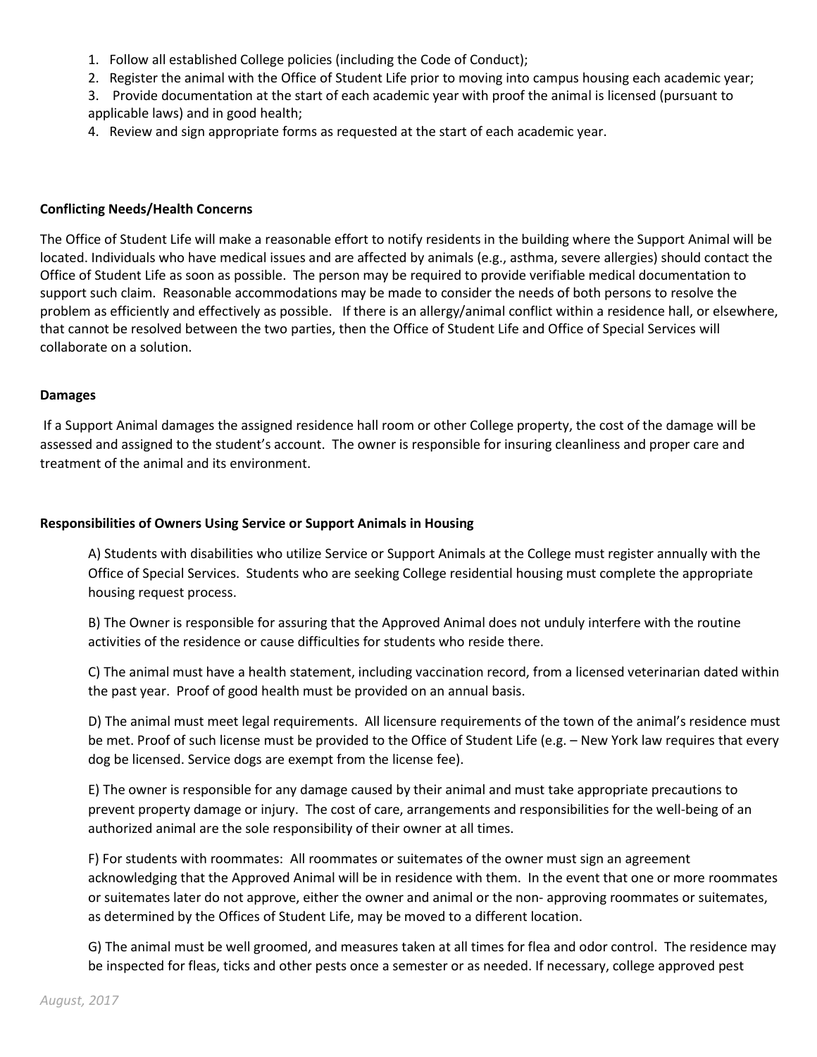1. Follow all established College policies (including the Code of Conduct);
2. Register the animal with the Office of Student Life prior to moving into campus housing each academic year;
3. Provide documentation at the start of each academic year with proof the animal is licensed (pursuant to applicable laws) and in good health;
4. Review and sign appropriate forms as requested at the start of each academic year.

**Conflicting Needs/Health Concerns**

The Office of Student Life will make a reasonable effort to notify residents in the building where the Support Animal will be located. Individuals who have medical issues and are affected by animals (e.g., asthma, severe allergies) should contact the Office of Student Life as soon as possible. The person may be required to provide verifiable medical documentation to support such claim. Reasonable accommodations may be made to consider the needs of both persons to resolve the problem as efficiently and effectively as possible. If there is an allergy/animal conflict within a residence hall, or elsewhere, that cannot be resolved between the two parties, then the Office of Student Life and Office of Special Services will collaborate on a solution.

**Damages**

If a Support Animal damages the assigned residence hall room or other College property, the cost of the damage will be assessed and assigned to the student's account. The owner is responsible for insuring cleanliness and proper care and treatment of the animal and its environment.

**Responsibilities of Owners Using Service or Support Animals in Housing**

A) Students with disabilities who utilize Service or Support Animals at the College must register annually with the Office of Special Services. Students who are seeking College residential housing must complete the appropriate housing request process.

B) The Owner is responsible for assuring that the Approved Animal does not unduly interfere with the routine activities of the residence or cause difficulties for students who reside there.

C) The animal must have a health statement, including vaccination record, from a licensed veterinarian dated within the past year. Proof of good health must be provided on an annual basis.

D) The animal must meet legal requirements. All licensure requirements of the town of the animal's residence must be met. Proof of such license must be provided to the Office of Student Life (e.g. – New York law requires that every dog be licensed. Service dogs are exempt from the license fee).

E) The owner is responsible for any damage caused by their animal and must take appropriate precautions to prevent property damage or injury. The cost of care, arrangements and responsibilities for the well-being of an authorized animal are the sole responsibility of their owner at all times.

F) For students with roommates: All roommates or suitemates of the owner must sign an agreement acknowledging that the Approved Animal will be in residence with them. In the event that one or more roommates or suitemates later do not approve, either the owner and animal or the non- approving roommates or suitemates, as determined by the Offices of Student Life, may be moved to a different location.

G) The animal must be well groomed, and measures taken at all times for flea and odor control. The residence may be inspected for fleas, ticks and other pests once a semester or as needed. If necessary, college approved pest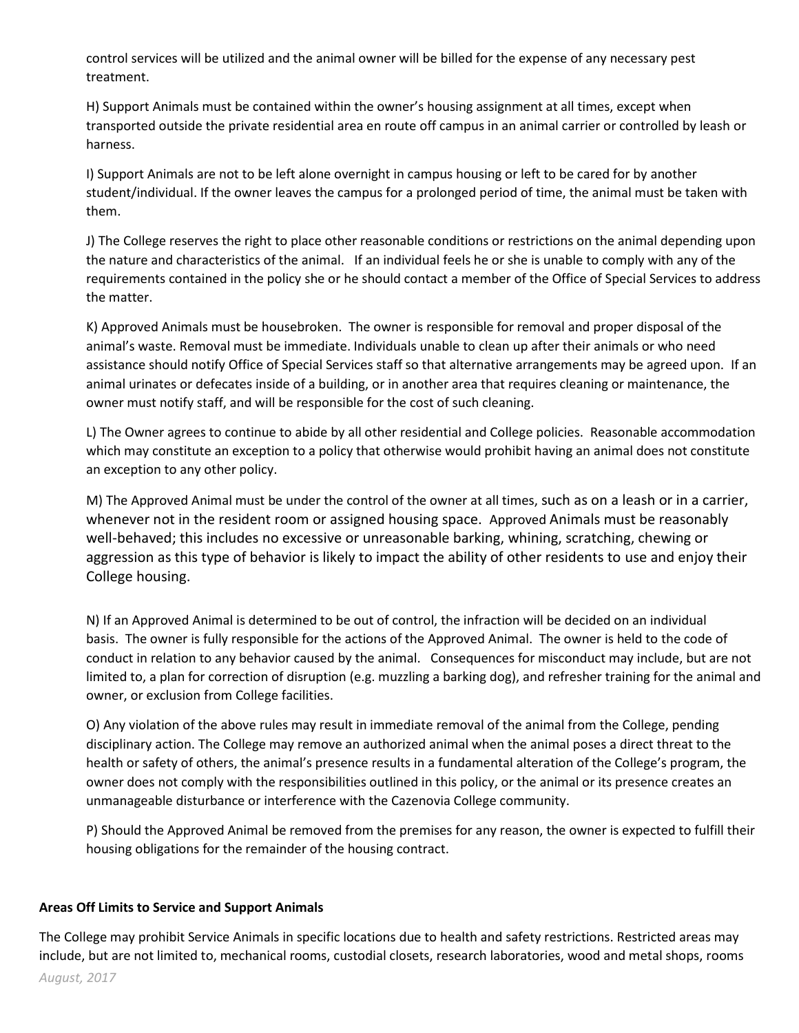control services will be utilized and the animal owner will be billed for the expense of any necessary pest treatment.

H) Support Animals must be contained within the owner's housing assignment at all times, except when transported outside the private residential area en route off campus in an animal carrier or controlled by leash or harness.

I) Support Animals are not to be left alone overnight in campus housing or left to be cared for by another student/individual. If the owner leaves the campus for a prolonged period of time, the animal must be taken with them.

J) The College reserves the right to place other reasonable conditions or restrictions on the animal depending upon the nature and characteristics of the animal. If an individual feels he or she is unable to comply with any of the requirements contained in the policy she or he should contact a member of the Office of Special Services to address the matter.

K) Approved Animals must be housebroken. The owner is responsible for removal and proper disposal of the animal's waste. Removal must be immediate. Individuals unable to clean up after their animals or who need assistance should notify Office of Special Services staff so that alternative arrangements may be agreed upon. If an animal urinates or defecates inside of a building, or in another area that requires cleaning or maintenance, the owner must notify staff, and will be responsible for the cost of such cleaning.

L) The Owner agrees to continue to abide by all other residential and College policies. Reasonable accommodation which may constitute an exception to a policy that otherwise would prohibit having an animal does not constitute an exception to any other policy.

M) The Approved Animal must be under the control of the owner at all times, such as on a leash or in a carrier, whenever not in the resident room or assigned housing space. Approved Animals must be reasonably well-behaved; this includes no excessive or unreasonable barking, whining, scratching, chewing or aggression as this type of behavior is likely to impact the ability of other residents to use and enjoy their College housing.

N) If an Approved Animal is determined to be out of control, the infraction will be decided on an individual basis. The owner is fully responsible for the actions of the Approved Animal. The owner is held to the code of conduct in relation to any behavior caused by the animal. Consequences for misconduct may include, but are not limited to, a plan for correction of disruption (e.g. muzzling a barking dog), and refresher training for the animal and owner, or exclusion from College facilities.

O) Any violation of the above rules may result in immediate removal of the animal from the College, pending disciplinary action. The College may remove an authorized animal when the animal poses a direct threat to the health or safety of others, the animal's presence results in a fundamental alteration of the College's program, the owner does not comply with the responsibilities outlined in this policy, or the animal or its presence creates an unmanageable disturbance or interference with the Cazenovia College community.

P) Should the Approved Animal be removed from the premises for any reason, the owner is expected to fulfill their housing obligations for the remainder of the housing contract.

**Areas Off Limits to Service and Support Animals**

The College may prohibit Service Animals in specific locations due to health and safety restrictions. Restricted areas may include, but are not limited to, mechanical rooms, custodial closets, research laboratories, wood and metal shops, rooms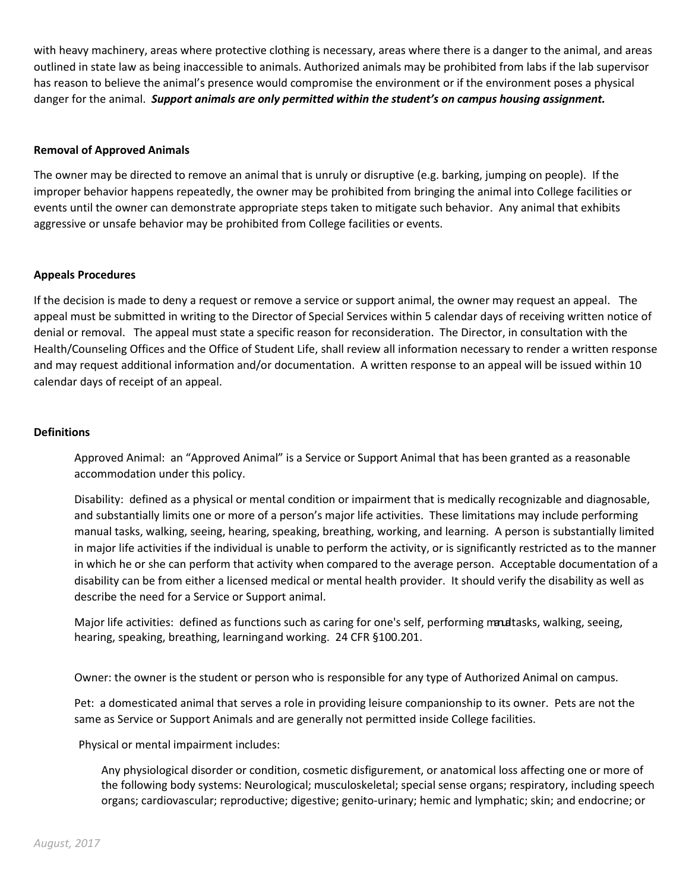with heavy machinery, areas where protective clothing is necessary, areas where there is a danger to the animal, and areas outlined in state law as being inaccessible to animals. Authorized animals may be prohibited from labs if the lab supervisor has reason to believe the animal's presence would compromise the environment or if the environment poses a physical danger for the animal. ***Support animals are only permitted within the student's on campus housing assignment.***

**Removal of Approved Animals**

The owner may be directed to remove an animal that is unruly or disruptive (e.g. barking, jumping on people). If the improper behavior happens repeatedly, the owner may be prohibited from bringing the animal into College facilities or events until the owner can demonstrate appropriate steps taken to mitigate such behavior. Any animal that exhibits aggressive or unsafe behavior may be prohibited from College facilities or events.

**Appeals Procedures**

If the decision is made to deny a request or remove a service or support animal, the owner may request an appeal. The appeal must be submitted in writing to the Director of Special Services within 5 calendar days of receiving written notice of denial or removal. The appeal must state a specific reason for reconsideration. The Director, in consultation with the Health/Counseling Offices and the Office of Student Life, shall review all information necessary to render a written response and may request additional information and/or documentation. A written response to an appeal will be issued within 10 calendar days of receipt of an appeal.

**Definitions**

Approved Animal: an "Approved Animal" is a Service or Support Animal that has been granted as a reasonable accommodation under this policy.

Disability: defined as a physical or mental condition or impairment that is medically recognizable and diagnosable, and substantially limits one or more of a person's major life activities. These limitations may include performing manual tasks, walking, seeing, hearing, speaking, breathing, working, and learning. A person is substantially limited in major life activities if the individual is unable to perform the activity, or is significantly restricted as to the manner in which he or she can perform that activity when compared to the average person. Acceptable documentation of a disability can be from either a licensed medical or mental health provider. It should verify the disability as well as describe the need for a Service or Support animal.

Major life activities: defined as functions such as caring for one's self, performing manual tasks, walking, seeing, hearing, speaking, breathing, learning and working. 24 CFR §100.201.

Owner: the owner is the student or person who is responsible for any type of Authorized Animal on campus.

Pet: a domesticated animal that serves a role in providing leisure companionship to its owner. Pets are not the same as Service or Support Animals and are generally not permitted inside College facilities.

Physical or mental impairment includes:

Any physiological disorder or condition, cosmetic disfigurement, or anatomical loss affecting one or more of the following body systems: Neurological; musculoskeletal; special sense organs; respiratory, including speech organs; cardiovascular; reproductive; digestive; genito-urinary; hemic and lymphatic; skin; and endocrine; or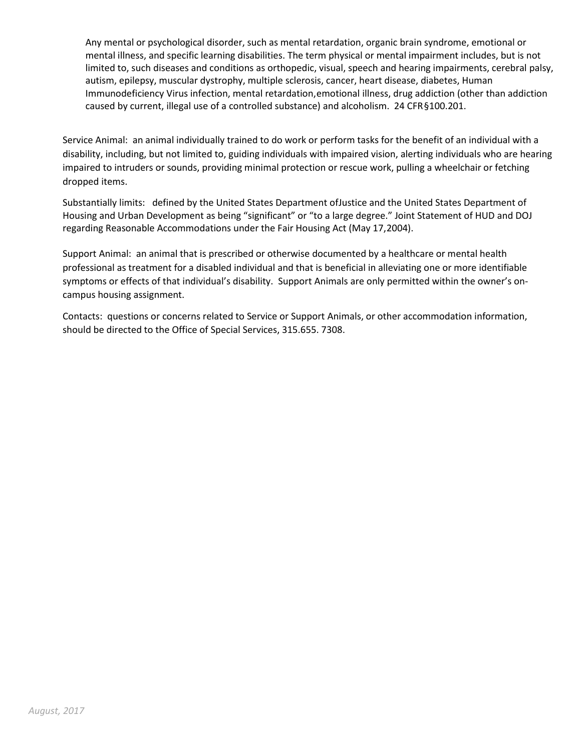Any mental or psychological disorder, such as mental retardation, organic brain syndrome, emotional or mental illness, and specific learning disabilities. The term physical or mental impairment includes, but is not limited to, such diseases and conditions as orthopedic, visual, speech and hearing impairments, cerebral palsy, autism, epilepsy, muscular dystrophy, multiple sclerosis, cancer, heart disease, diabetes, Human Immunodeficiency Virus infection, mental retardation, emotional illness, drug addiction (other than addiction caused by current, illegal use of a controlled substance) and alcoholism. 24 CFR§100.201.

Service Animal: an animal individually trained to do work or perform tasks for the benefit of an individual with a disability, including, but not limited to, guiding individuals with impaired vision, alerting individuals who are hearing impaired to intruders or sounds, providing minimal protection or rescue work, pulling a wheelchair or fetching dropped items.

Substantially limits: defined by the United States Department ofJustice and the United States Department of Housing and Urban Development as being "significant" or "to a large degree." Joint Statement of HUD and DOJ regarding Reasonable Accommodations under the Fair Housing Act (May 17,2004).

Support Animal: an animal that is prescribed or otherwise documented by a healthcare or mental health professional as treatment for a disabled individual and that is beneficial in alleviating one or more identifiable symptoms or effects of that individual's disability. Support Animals are only permitted within the owner's on-campus housing assignment.

Contacts: questions or concerns related to Service or Support Animals, or other accommodation information, should be directed to the Office of Special Services, 315.655. 7308.

*August, 2017*